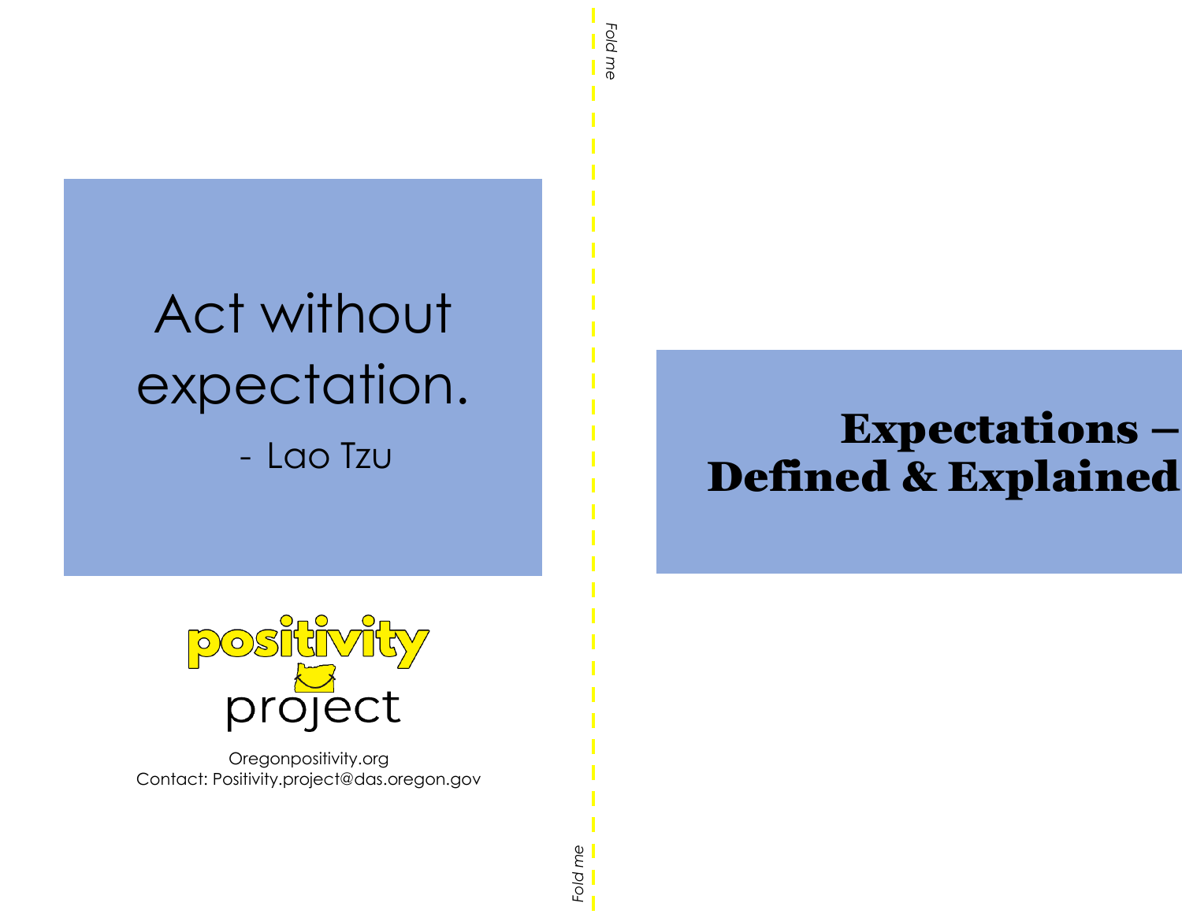Act without expectation.

- Lao Tzu

positivity project

Oregonpositivity.org
Contact: Positivity.project@das.oregon.gov

*Fold me*

*Fold me*

# Expectations – Defined & Explained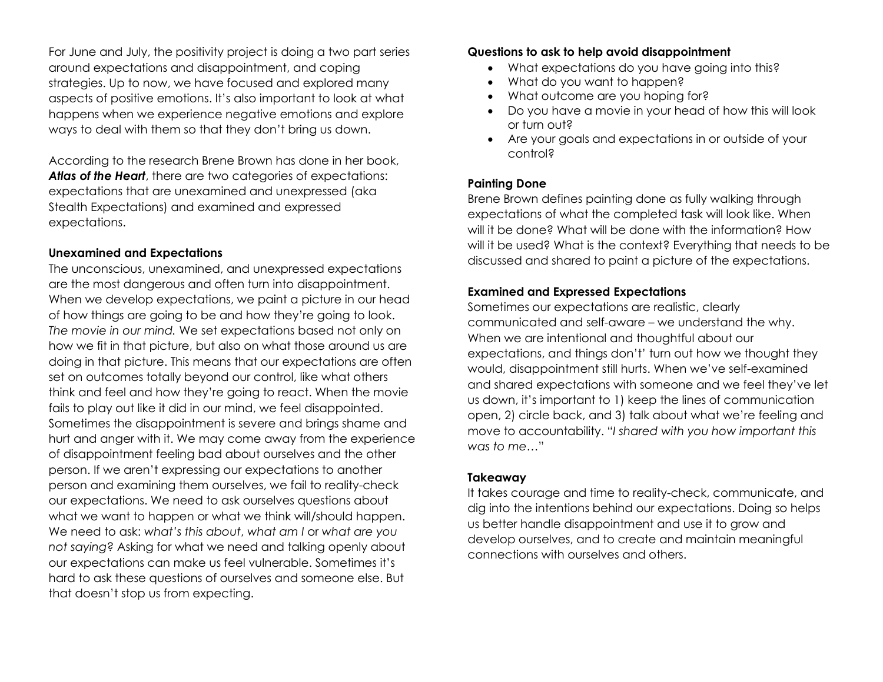For June and July, the positivity project is doing a two part series around expectations and disappointment, and coping strategies. Up to now, we have focused and explored many aspects of positive emotions. It's also important to look at what happens when we experience negative emotions and explore ways to deal with them so that they don't bring us down.

According to the research Brene Brown has done in her book, ***Atlas of the Heart***, there are two categories of expectations: expectations that are unexamined and unexpressed (aka Stealth Expectations) and examined and expressed expectations.

**Unexamined and Expectations**

The unconscious, unexamined, and unexpressed expectations are the most dangerous and often turn into disappointment. When we develop expectations, we paint a picture in our head of how things are going to be and how they're going to look. *The movie in our mind.* We set expectations based not only on how we fit in that picture, but also on what those around us are doing in that picture. This means that our expectations are often set on outcomes totally beyond our control, like what others think and feel and how they're going to react. When the movie fails to play out like it did in our mind, we feel disappointed. Sometimes the disappointment is severe and brings shame and hurt and anger with it. We may come away from the experience of disappointment feeling bad about ourselves and the other person. If we aren't expressing our expectations to another person and examining them ourselves, we fail to reality-check our expectations. We need to ask ourselves questions about what we want to happen or what we think will/should happen. We need to ask: *what's this about*, *what am I* or *what are you not saying*? Asking for what we need and talking openly about our expectations can make us feel vulnerable. Sometimes it's hard to ask these questions of ourselves and someone else. But that doesn't stop us from expecting.

**Questions to ask to help avoid disappointment**

- What expectations do you have going into this?
- What do you want to happen?
- What outcome are you hoping for?
- Do you have a movie in your head of how this will look or turn out?
- Are your goals and expectations in or outside of your control?

**Painting Done**

Brene Brown defines painting done as fully walking through expectations of what the completed task will look like. When will it be done? What will be done with the information? How will it be used? What is the context? Everything that needs to be discussed and shared to paint a picture of the expectations.

**Examined and Expressed Expectations**

Sometimes our expectations are realistic, clearly communicated and self-aware – we understand the why. When we are intentional and thoughtful about our expectations, and things don't' turn out how we thought they would, disappointment still hurts. When we've self-examined and shared expectations with someone and we feel they've let us down, it's important to 1) keep the lines of communication open, 2) circle back, and 3) talk about what we're feeling and move to accountability. "*I shared with you how important this was to me*…"

**Takeaway**

It takes courage and time to reality-check, communicate, and dig into the intentions behind our expectations. Doing so helps us better handle disappointment and use it to grow and develop ourselves, and to create and maintain meaningful connections with ourselves and others.